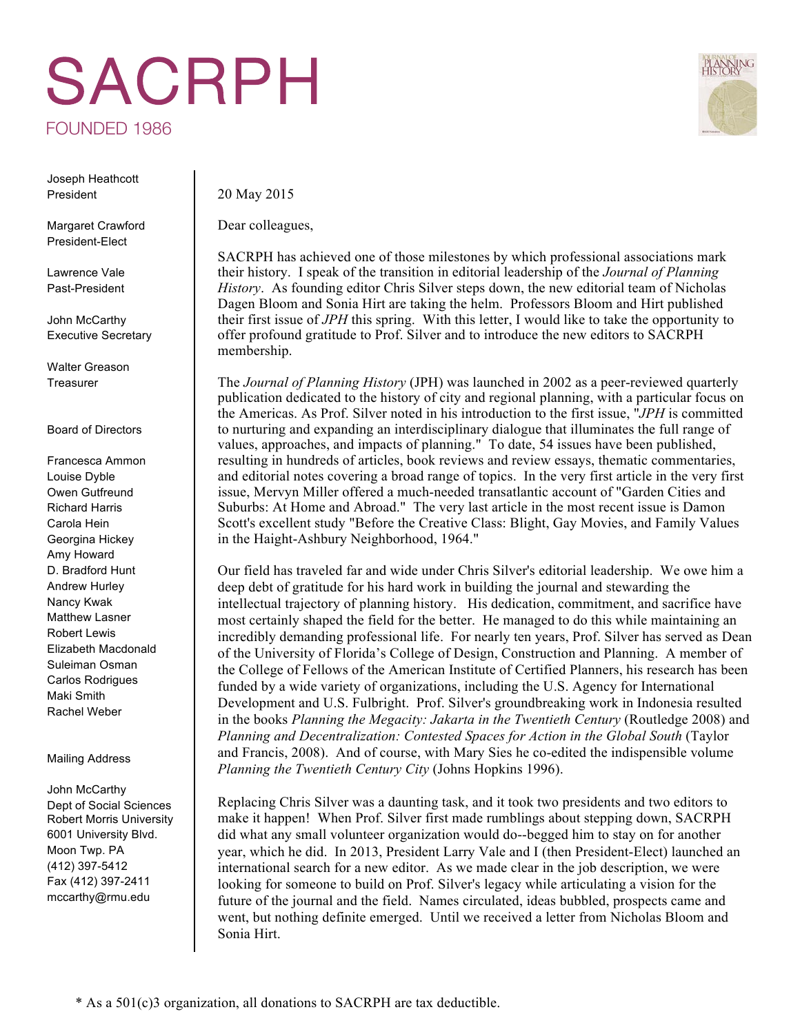# SACRPH

FOUNDED 1986

Joseph Heathcott
President

Margaret Crawford
President-Elect

Lawrence Vale
Past-President

John McCarthy
Executive Secretary

Walter Greason
Treasurer

Board of Directors

Francesca Ammon
Louise Dyble
Owen Gutfreund
Richard Harris
Carola Hein
Georgina Hickey
Amy Howard
D. Bradford Hunt
Andrew Hurley
Nancy Kwak
Matthew Lasner
Robert Lewis
Elizabeth Macdonald
Suleiman Osman
Carlos Rodrigues
Maki Smith
Rachel Weber

Mailing Address

John McCarthy
Dept of Social Sciences
Robert Morris University
6001 University Blvd.
Moon Twp. PA
(412) 397-5412
Fax (412) 397-2411
mccarthy@rmu.edu

20 May 2015

Dear colleagues,

SACRPH has achieved one of those milestones by which professional associations mark their history. I speak of the transition in editorial leadership of the *Journal of Planning History*. As founding editor Chris Silver steps down, the new editorial team of Nicholas Dagen Bloom and Sonia Hirt are taking the helm. Professors Bloom and Hirt published their first issue of *JPH* this spring. With this letter, I would like to take the opportunity to offer profound gratitude to Prof. Silver and to introduce the new editors to SACRPH membership.

The *Journal of Planning History* (JPH) was launched in 2002 as a peer-reviewed quarterly publication dedicated to the history of city and regional planning, with a particular focus on the Americas. As Prof. Silver noted in his introduction to the first issue, "*JPH* is committed to nurturing and expanding an interdisciplinary dialogue that illuminates the full range of values, approaches, and impacts of planning." To date, 54 issues have been published, resulting in hundreds of articles, book reviews and review essays, thematic commentaries, and editorial notes covering a broad range of topics. In the very first article in the very first issue, Mervyn Miller offered a much-needed transatlantic account of "Garden Cities and Suburbs: At Home and Abroad." The very last article in the most recent issue is Damon Scott's excellent study "Before the Creative Class: Blight, Gay Movies, and Family Values in the Haight-Ashbury Neighborhood, 1964."

Our field has traveled far and wide under Chris Silver's editorial leadership. We owe him a deep debt of gratitude for his hard work in building the journal and stewarding the intellectual trajectory of planning history. His dedication, commitment, and sacrifice have most certainly shaped the field for the better. He managed to do this while maintaining an incredibly demanding professional life. For nearly ten years, Prof. Silver has served as Dean of the University of Florida's College of Design, Construction and Planning. A member of the College of Fellows of the American Institute of Certified Planners, his research has been funded by a wide variety of organizations, including the U.S. Agency for International Development and U.S. Fulbright. Prof. Silver's groundbreaking work in Indonesia resulted in the books *Planning the Megacity: Jakarta in the Twentieth Century* (Routledge 2008) and *Planning and Decentralization: Contested Spaces for Action in the Global South* (Taylor and Francis, 2008). And of course, with Mary Sies he co-edited the indispensible volume *Planning the Twentieth Century City* (Johns Hopkins 1996).

Replacing Chris Silver was a daunting task, and it took two presidents and two editors to make it happen! When Prof. Silver first made rumblings about stepping down, SACRPH did what any small volunteer organization would do--begged him to stay on for another year, which he did. In 2013, President Larry Vale and I (then President-Elect) launched an international search for a new editor. As we made clear in the job description, we were looking for someone to build on Prof. Silver's legacy while articulating a vision for the future of the journal and the field. Names circulated, ideas bubbled, prospects came and went, but nothing definite emerged. Until we received a letter from Nicholas Bloom and Sonia Hirt.

* As a 501(c)3 organization, all donations to SACRPH are tax deductible.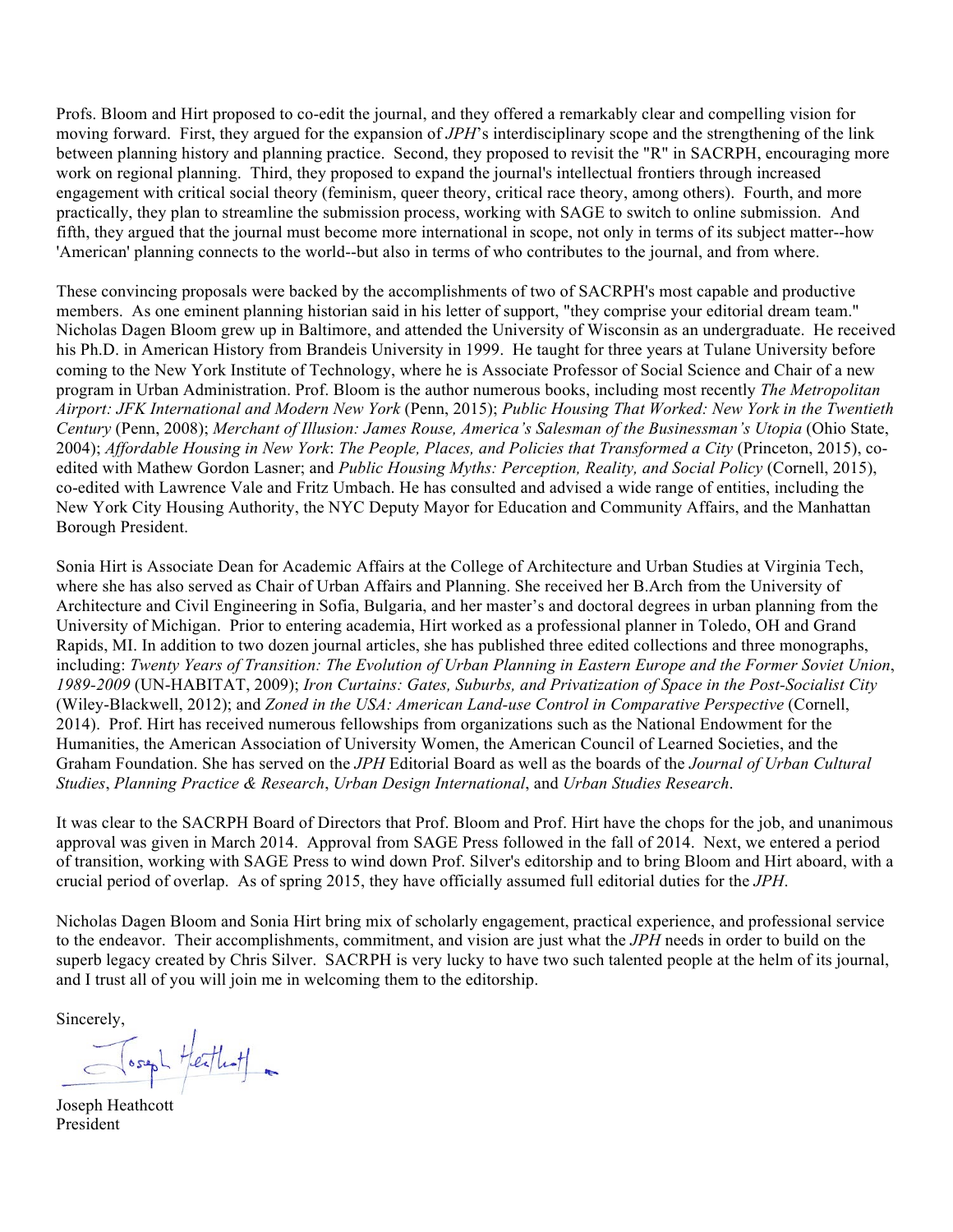Profs. Bloom and Hirt proposed to co-edit the journal, and they offered a remarkably clear and compelling vision for moving forward. First, they argued for the expansion of *JPH*'s interdisciplinary scope and the strengthening of the link between planning history and planning practice. Second, they proposed to revisit the "R" in SACRPH, encouraging more work on regional planning. Third, they proposed to expand the journal's intellectual frontiers through increased engagement with critical social theory (feminism, queer theory, critical race theory, among others). Fourth, and more practically, they plan to streamline the submission process, working with SAGE to switch to online submission. And fifth, they argued that the journal must become more international in scope, not only in terms of its subject matter--how 'American' planning connects to the world--but also in terms of who contributes to the journal, and from where.

These convincing proposals were backed by the accomplishments of two of SACRPH's most capable and productive members. As one eminent planning historian said in his letter of support, "they comprise your editorial dream team." Nicholas Dagen Bloom grew up in Baltimore, and attended the University of Wisconsin as an undergraduate. He received his Ph.D. in American History from Brandeis University in 1999. He taught for three years at Tulane University before coming to the New York Institute of Technology, where he is Associate Professor of Social Science and Chair of a new program in Urban Administration. Prof. Bloom is the author numerous books, including most recently *The Metropolitan Airport: JFK International and Modern New York* (Penn, 2015); *Public Housing That Worked: New York in the Twentieth Century* (Penn, 2008); *Merchant of Illusion: James Rouse, America's Salesman of the Businessman's Utopia* (Ohio State, 2004); *Affordable Housing in New York*: *The People, Places, and Policies that Transformed a City* (Princeton, 2015), co-edited with Mathew Gordon Lasner; and *Public Housing Myths: Perception, Reality, and Social Policy* (Cornell, 2015), co-edited with Lawrence Vale and Fritz Umbach. He has consulted and advised a wide range of entities, including the New York City Housing Authority, the NYC Deputy Mayor for Education and Community Affairs, and the Manhattan Borough President.

Sonia Hirt is Associate Dean for Academic Affairs at the College of Architecture and Urban Studies at Virginia Tech, where she has also served as Chair of Urban Affairs and Planning. She received her B.Arch from the University of Architecture and Civil Engineering in Sofia, Bulgaria, and her master's and doctoral degrees in urban planning from the University of Michigan. Prior to entering academia, Hirt worked as a professional planner in Toledo, OH and Grand Rapids, MI. In addition to two dozen journal articles, she has published three edited collections and three monographs, including: *Twenty Years of Transition: The Evolution of Urban Planning in Eastern Europe and the Former Soviet Union, 1989-2009* (UN-HABITAT, 2009); *Iron Curtains: Gates, Suburbs, and Privatization of Space in the Post-Socialist City* (Wiley-Blackwell, 2012); and *Zoned in the USA: American Land-use Control in Comparative Perspective* (Cornell, 2014). Prof. Hirt has received numerous fellowships from organizations such as the National Endowment for the Humanities, the American Association of University Women, the American Council of Learned Societies, and the Graham Foundation. She has served on the *JPH* Editorial Board as well as the boards of the *Journal of Urban Cultural Studies*, *Planning Practice & Research*, *Urban Design International*, and *Urban Studies Research*.

It was clear to the SACRPH Board of Directors that Prof. Bloom and Prof. Hirt have the chops for the job, and unanimous approval was given in March 2014. Approval from SAGE Press followed in the fall of 2014. Next, we entered a period of transition, working with SAGE Press to wind down Prof. Silver's editorship and to bring Bloom and Hirt aboard, with a crucial period of overlap. As of spring 2015, they have officially assumed full editorial duties for the *JPH*.

Nicholas Dagen Bloom and Sonia Hirt bring mix of scholarly engagement, practical experience, and professional service to the endeavor. Their accomplishments, commitment, and vision are just what the *JPH* needs in order to build on the superb legacy created by Chris Silver. SACRPH is very lucky to have two such talented people at the helm of its journal, and I trust all of you will join me in welcoming them to the editorship.

Sincerely,

Joseph Heathcott
President